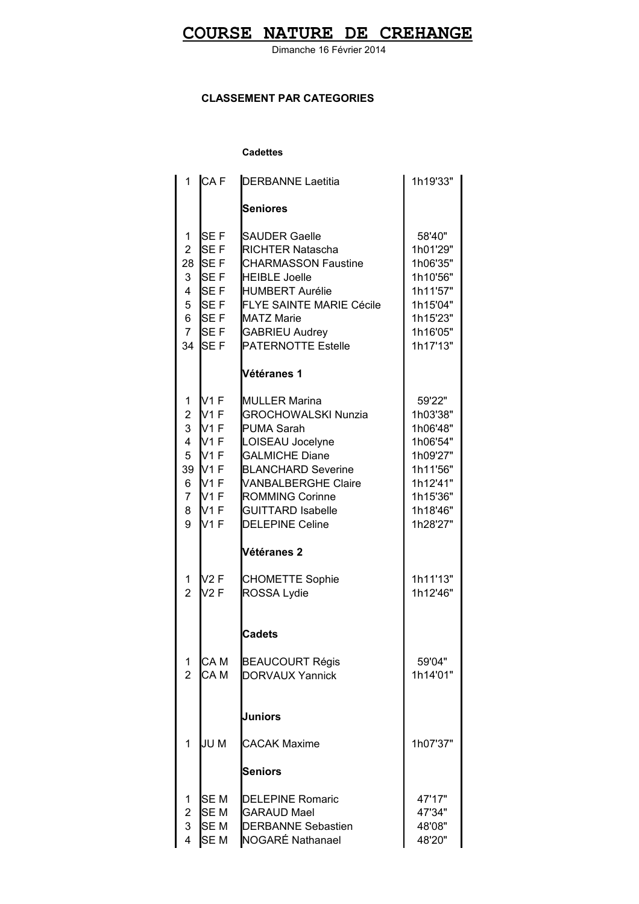# COURSE NATURE DE CREHANGE

Dimanche 16 Février 2014

**CLASSEMENT PAR CATEGORIES**

**Cadettes**

| | | | |
|---|---|---|---|
| 1 | CA F | DERBANNE Laetitia | 1h19'33" |
| | | **Seniores** | |
| 1 | SE F | SAUDER Gaelle | 58'40" |
| 2 | SE F | RICHTER Natascha | 1h01'29" |
| 28 | SE F | CHARMASSON Faustine | 1h06'35" |
| 3 | SE F | HEIBLE Joelle | 1h10'56" |
| 4 | SE F | HUMBERT Aurélie | 1h11'57" |
| 5 | SE F | FLYE SAINTE MARIE Cécile | 1h15'04" |
| 6 | SE F | MATZ Marie | 1h15'23" |
| 7 | SE F | GABRIEU Audrey | 1h16'05" |
| 34 | SE F | PATERNOTTE Estelle | 1h17'13" |
| | | **Vétéranes 1** | |
| 1 | V1 F | MULLER Marina | 59'22" |
| 2 | V1 F | GROCHOWALSKI Nunzia | 1h03'38" |
| 3 | V1 F | PUMA Sarah | 1h06'48" |
| 4 | V1 F | LOISEAU Jocelyne | 1h06'54" |
| 5 | V1 F | GALMICHE Diane | 1h09'27" |
| 39 | V1 F | BLANCHARD Severine | 1h11'56" |
| 6 | V1 F | VANBALBERGHE Claire | 1h12'41" |
| 7 | V1 F | ROMMING Corinne | 1h15'36" |
| 8 | V1 F | GUITTARD Isabelle | 1h18'46" |
| 9 | V1 F | DELEPINE Celine | 1h28'27" |
| | | **Vétéranes 2** | |
| 1 | V2 F | CHOMETTE Sophie | 1h11'13" |
| 2 | V2 F | ROSSA Lydie | 1h12'46" |
| | | **Cadets** | |
| 1 | CA M | BEAUCOURT Régis | 59'04" |
| 2 | CA M | DORVAUX Yannick | 1h14'01" |
| | | **Juniors** | |
| 1 | JU M | CACAK Maxime | 1h07'37" |
| | | **Seniors** | |
| 1 | SE M | DELEPINE Romaric | 47'17" |
| 2 | SE M | GARAUD Mael | 47'34" |
| 3 | SE M | DERBANNE Sebastien | 48'08" |
| 4 | SE M | NOGARÉ Nathanael | 48'20" |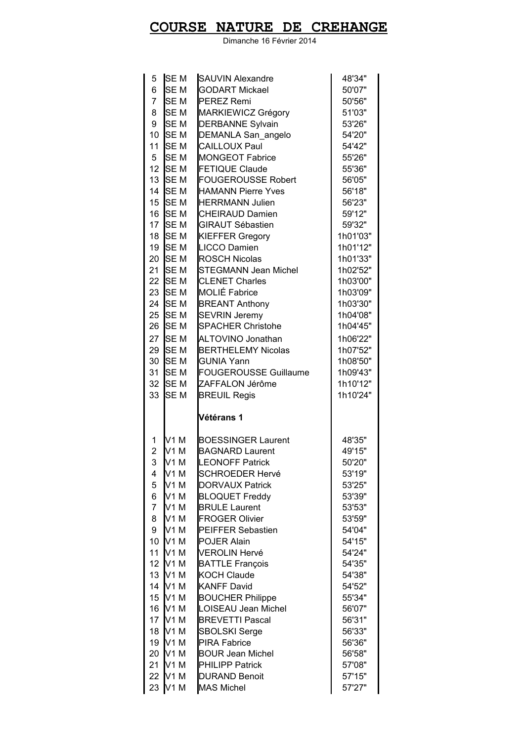# COURSE NATURE DE CREHANGE

Dimanche 16 Février 2014

| | | | |
|---|---|---|---|
| 5 | SE M | SAUVIN Alexandre | 48'34" |
| 6 | SE M | GODART Mickael | 50'07" |
| 7 | SE M | PEREZ Remi | 50'56" |
| 8 | SE M | MARKIEWICZ Grégory | 51'03" |
| 9 | SE M | DERBANNE Sylvain | 53'26" |
| 10 | SE M | DEMANLA San_angelo | 54'20" |
| 11 | SE M | CAILLOUX Paul | 54'42" |
| 5 | SE M | MONGEOT Fabrice | 55'26" |
| 12 | SE M | FETIQUE Claude | 55'36" |
| 13 | SE M | FOUGEROUSSE Robert | 56'05" |
| 14 | SE M | HAMANN Pierre Yves | 56'18" |
| 15 | SE M | HERRMANN Julien | 56'23" |
| 16 | SE M | CHEIRAUD Damien | 59'12" |
| 17 | SE M | GIRAUT Sébastien | 59'32" |
| 18 | SE M | KIEFFER Gregory | 1h01'03" |
| 19 | SE M | LICCO Damien | 1h01'12" |
| 20 | SE M | ROSCH Nicolas | 1h01'33" |
| 21 | SE M | STEGMANN Jean Michel | 1h02'52" |
| 22 | SE M | CLENET Charles | 1h03'00" |
| 23 | SE M | MOLIÉ Fabrice | 1h03'09" |
| 24 | SE M | BREANT Anthony | 1h03'30" |
| 25 | SE M | SEVRIN Jeremy | 1h04'08" |
| 26 | SE M | SPACHER Christohe | 1h04'45" |
| 27 | SE M | ALTOVINO Jonathan | 1h06'22" |
| 29 | SE M | BERTHELEMY Nicolas | 1h07'52" |
| 30 | SE M | GUNIA Yann | 1h08'50" |
| 31 | SE M | FOUGEROUSSE Guillaume | 1h09'43" |
| 32 | SE M | ZAFFALON Jérôme | 1h10'12" |
| 33 | SE M | BREUIL Regis | 1h10'24" |
| | | **Vétérans 1** | |
| 1 | V1 M | BOESSINGER Laurent | 48'35" |
| 2 | V1 M | BAGNARD Laurent | 49'15" |
| 3 | V1 M | LEONOFF Patrick | 50'20" |
| 4 | V1 M | SCHROEDER Hervé | 53'19" |
| 5 | V1 M | DORVAUX Patrick | 53'25" |
| 6 | V1 M | BLOQUET Freddy | 53'39" |
| 7 | V1 M | BRULE Laurent | 53'53" |
| 8 | V1 M | FROGER Olivier | 53'59" |
| 9 | V1 M | PEIFFER Sebastien | 54'04" |
| 10 | V1 M | POJER Alain | 54'15" |
| 11 | V1 M | VEROLIN Hervé | 54'24" |
| 12 | V1 M | BATTLE François | 54'35" |
| 13 | V1 M | KOCH Claude | 54'38" |
| 14 | V1 M | KANFF David | 54'52" |
| 15 | V1 M | BOUCHER Philippe | 55'34" |
| 16 | V1 M | LOISEAU Jean Michel | 56'07" |
| 17 | V1 M | BREVETTI Pascal | 56'31" |
| 18 | V1 M | SBOLSKI Serge | 56'33" |
| 19 | V1 M | PIRA Fabrice | 56'36" |
| 20 | V1 M | BOUR Jean Michel | 56'58" |
| 21 | V1 M | PHILIPP Patrick | 57'08" |
| 22 | V1 M | DURAND Benoit | 57'15" |
| 23 | V1 M | MAS Michel | 57'27" |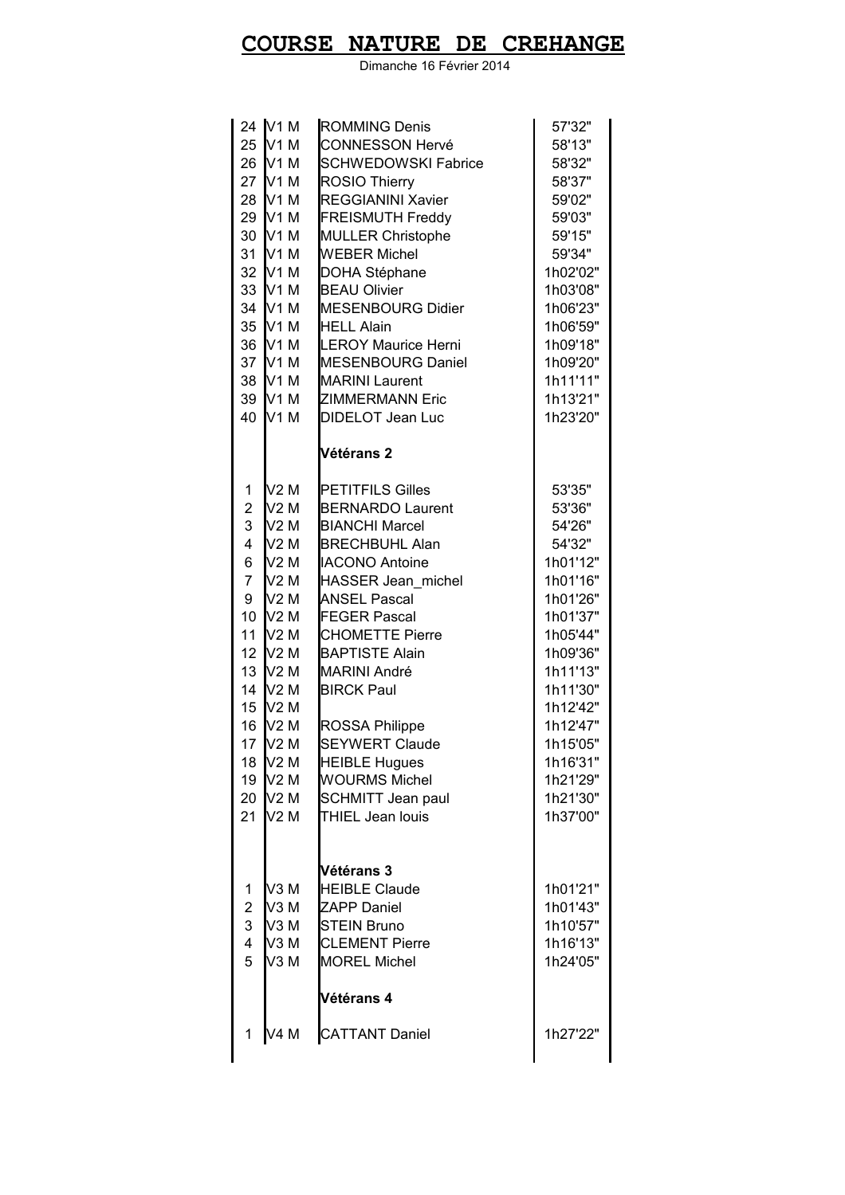# COURSE NATURE DE CREHANGE

Dimanche 16 Février 2014

| | | | |
|---|---|---|---|
| 24 | V1 M | ROMMING Denis | 57'32" |
| 25 | V1 M | CONNESSON Hervé | 58'13" |
| 26 | V1 M | SCHWEDOWSKI Fabrice | 58'32" |
| 27 | V1 M | ROSIO Thierry | 58'37" |
| 28 | V1 M | REGGIANINI Xavier | 59'02" |
| 29 | V1 M | FREISMUTH Freddy | 59'03" |
| 30 | V1 M | MULLER Christophe | 59'15" |
| 31 | V1 M | WEBER Michel | 59'34" |
| 32 | V1 M | DOHA Stéphane | 1h02'02" |
| 33 | V1 M | BEAU Olivier | 1h03'08" |
| 34 | V1 M | MESENBOURG Didier | 1h06'23" |
| 35 | V1 M | HELL Alain | 1h06'59" |
| 36 | V1 M | LEROY Maurice Herni | 1h09'18" |
| 37 | V1 M | MESENBOURG Daniel | 1h09'20" |
| 38 | V1 M | MARINI Laurent | 1h11'11" |
| 39 | V1 M | ZIMMERMANN Eric | 1h13'21" |
| 40 | V1 M | DIDELOT Jean Luc | 1h23'20" |
| | | **Vétérans 2** | |
| 1 | V2 M | PETITFILS Gilles | 53'35" |
| 2 | V2 M | BERNARDO Laurent | 53'36" |
| 3 | V2 M | BIANCHI Marcel | 54'26" |
| 4 | V2 M | BRECHBUHL Alan | 54'32" |
| 6 | V2 M | IACONO Antoine | 1h01'12" |
| 7 | V2 M | HASSER Jean_michel | 1h01'16" |
| 9 | V2 M | ANSEL Pascal | 1h01'26" |
| 10 | V2 M | FEGER Pascal | 1h01'37" |
| 11 | V2 M | CHOMETTE Pierre | 1h05'44" |
| 12 | V2 M | BAPTISTE Alain | 1h09'36" |
| 13 | V2 M | MARINI André | 1h11'13" |
| 14 | V2 M | BIRCK Paul | 1h11'30" |
| 15 | V2 M | | 1h12'42" |
| 16 | V2 M | ROSSA Philippe | 1h12'47" |
| 17 | V2 M | SEYWERT Claude | 1h15'05" |
| 18 | V2 M | HEIBLE Hugues | 1h16'31" |
| 19 | V2 M | WOURMS Michel | 1h21'29" |
| 20 | V2 M | SCHMITT Jean paul | 1h21'30" |
| 21 | V2 M | THIEL Jean louis | 1h37'00" |
| | | **Vétérans 3** | |
| 1 | V3 M | HEIBLE Claude | 1h01'21" |
| 2 | V3 M | ZAPP Daniel | 1h01'43" |
| 3 | V3 M | STEIN Bruno | 1h10'57" |
| 4 | V3 M | CLEMENT Pierre | 1h16'13" |
| 5 | V3 M | MOREL Michel | 1h24'05" |
| | | **Vétérans 4** | |
| 1 | V4 M | CATTANT Daniel | 1h27'22" |